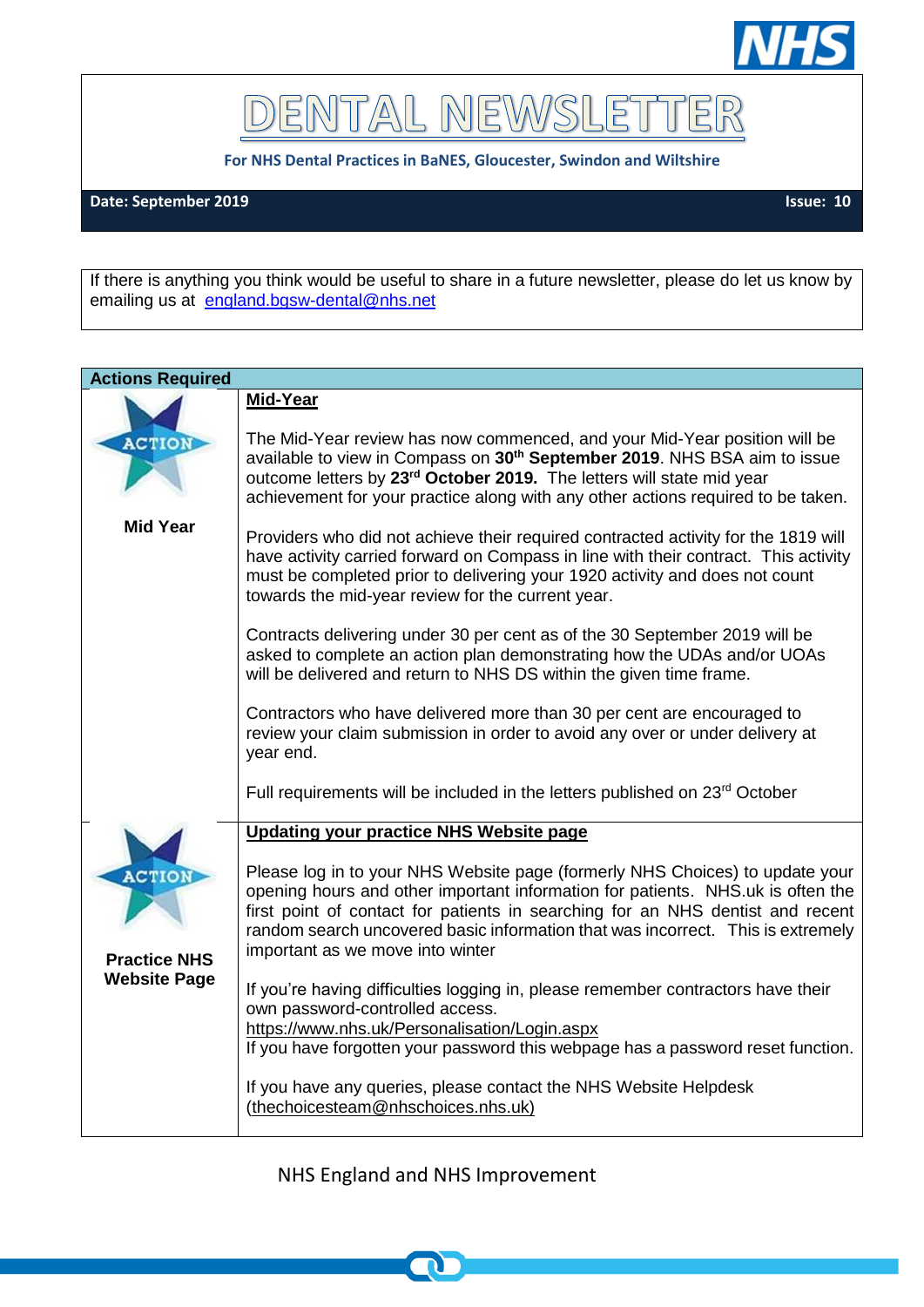# DENTAL NEWSLETTER

**For NHS Dental Practices in BaNES, Gloucester, Swindon and Wiltshire**

**Date: September 2019** **Issue: 10**

If there is anything you think would be useful to share in a future newsletter, please do let us know by emailing us at england.bgsw-dental@nhs.net

## Actions Required

### Mid Year

**Mid-Year**

The Mid-Year review has now commenced, and your Mid-Year position will be available to view in Compass on **30th September 2019**. NHS BSA aim to issue outcome letters by **23rd October 2019.** The letters will state mid year achievement for your practice along with any other actions required to be taken.

Providers who did not achieve their required contracted activity for the 1819 will have activity carried forward on Compass in line with their contract. This activity must be completed prior to delivering your 1920 activity and does not count towards the mid-year review for the current year.

Contracts delivering under 30 per cent as of the 30 September 2019 will be asked to complete an action plan demonstrating how the UDAs and/or UOAs will be delivered and return to NHS DS within the given time frame.

Contractors who have delivered more than 30 per cent are encouraged to review your claim submission in order to avoid any over or under delivery at year end.

Full requirements will be included in the letters published on 23rd October

### Practice NHS Website Page

**Updating your practice NHS Website page**

Please log in to your NHS Website page (formerly NHS Choices) to update your opening hours and other important information for patients. NHS.uk is often the first point of contact for patients in searching for an NHS dentist and recent random search uncovered basic information that was incorrect. This is extremely important as we move into winter

If you're having difficulties logging in, please remember contractors have their own password-controlled access.
https://www.nhs.uk/Personalisation/Login.aspx
If you have forgotten your password this webpage has a password reset function.

If you have any queries, please contact the NHS Website Helpdesk (thechoicesteam@nhschoices.nhs.uk)

NHS England and NHS Improvement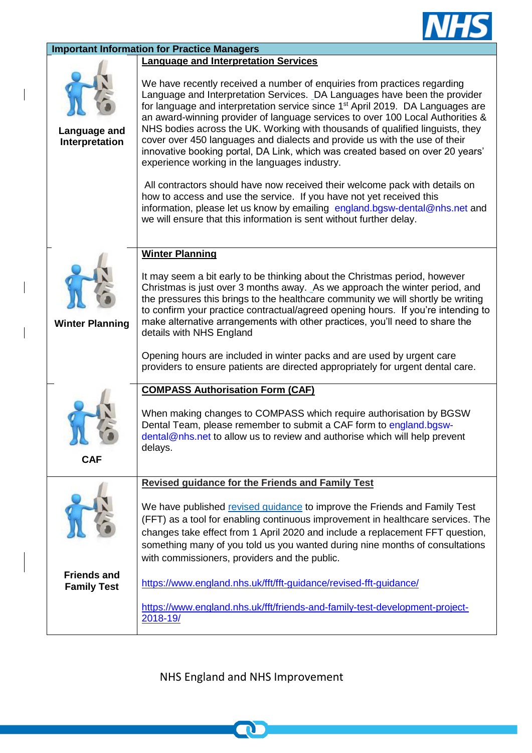## Important Information for Practice Managers

| | |
|---|---|
| **Language and Interpretation** | **Language and Interpretation Services**<br><br>We have recently received a number of enquiries from practices regarding Language and Interpretation Services. DA Languages have been the provider for language and interpretation service since 1st April 2019. DA Languages are an award-winning provider of language services to over 100 Local Authorities & NHS bodies across the UK. Working with thousands of qualified linguists, they cover over 450 languages and dialects and provide us with the use of their innovative booking portal, DA Link, which was created based on over 20 years' experience working in the languages industry.<br><br>All contractors should have now received their welcome pack with details on how to access and use the service. If you have not yet received this information, please let us know by emailing england.bgsw-dental@nhs.net and we will ensure that this information is sent without further delay. |
| **Winter Planning** | **Winter Planning**<br><br>It may seem a bit early to be thinking about the Christmas period, however Christmas is just over 3 months away. As we approach the winter period, and the pressures this brings to the healthcare community we will shortly be writing to confirm your practice contractual/agreed opening hours. If you're intending to make alternative arrangements with other practices, you'll need to share the details with NHS England<br><br>Opening hours are included in winter packs and are used by urgent care providers to ensure patients are directed appropriately for urgent dental care. |
| **CAF** | **COMPASS Authorisation Form (CAF)**<br><br>When making changes to COMPASS which require authorisation by BGSW Dental Team, please remember to submit a CAF form to england.bgsw-dental@nhs.net to allow us to review and authorise which will help prevent delays. |
| **Friends and Family Test** | **Revised guidance for the Friends and Family Test**<br><br>We have published revised guidance to improve the Friends and Family Test (FFT) as a tool for enabling continuous improvement in healthcare services. The changes take effect from 1 April 2020 and include a replacement FFT question, something many of you told us you wanted during nine months of consultations with commissioners, providers and the public.<br><br>https://www.england.nhs.uk/fft/fft-guidance/revised-fft-guidance/<br><br>https://www.england.nhs.uk/fft/friends-and-family-test-development-project-2018-19/ |

NHS England and NHS Improvement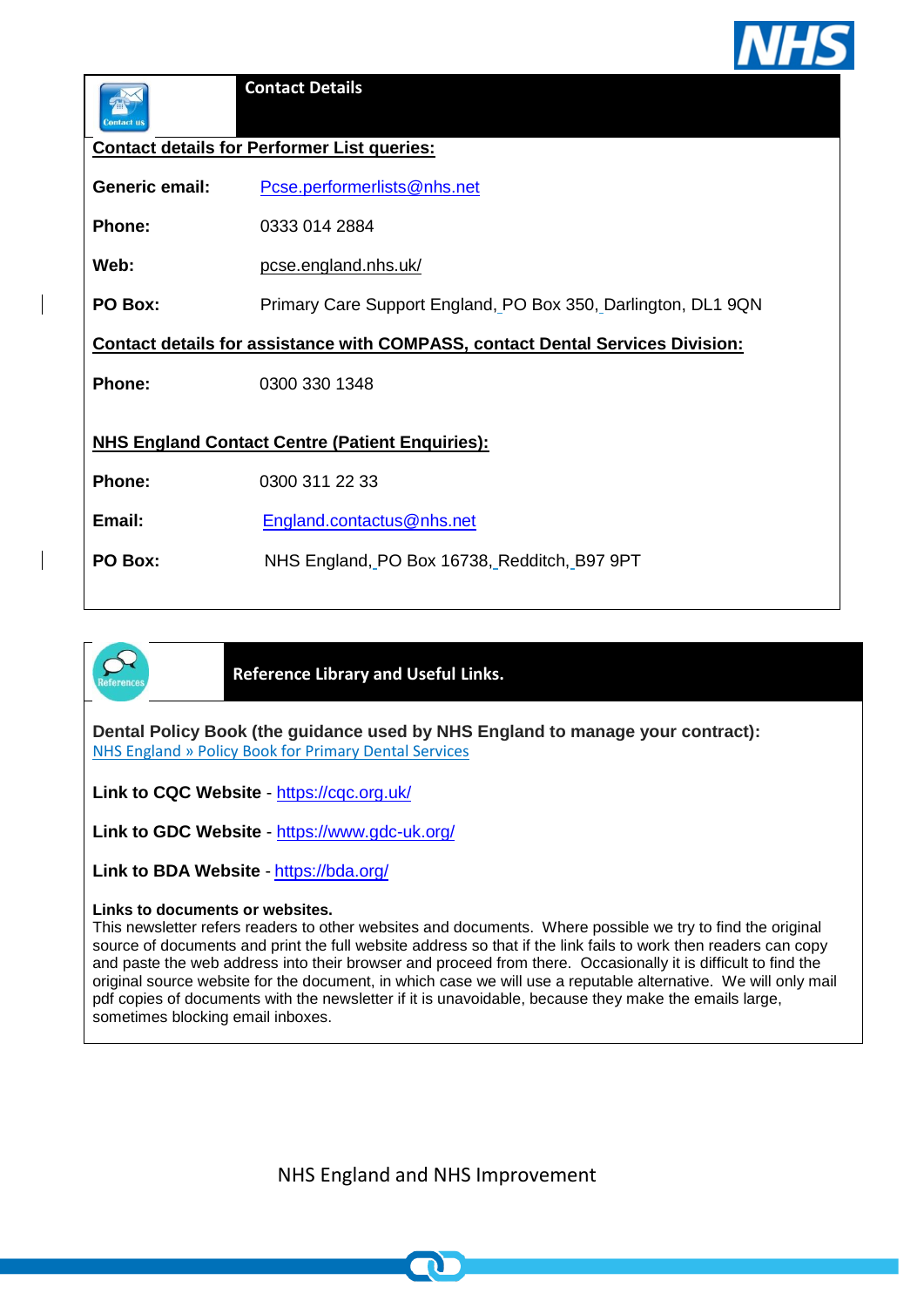## Contact Details

**Contact details for Performer List queries:**

**Generic email:** Pcse.performerlists@nhs.net

**Phone:** 0333 014 2884

**Web:** pcse.england.nhs.uk/

**PO Box:** Primary Care Support England, PO Box 350, Darlington, DL1 9QN

**Contact details for assistance with COMPASS, contact Dental Services Division:**

**Phone:** 0300 330 1348

**NHS England Contact Centre (Patient Enquiries):**

**Phone:** 0300 311 22 33

**Email:** England.contactus@nhs.net

**PO Box:** NHS England, PO Box 16738, Redditch, B97 9PT

## Reference Library and Useful Links.

**Dental Policy Book (the guidance used by NHS England to manage your contract):**
NHS England » Policy Book for Primary Dental Services

**Link to CQC Website** - https://cqc.org.uk/

**Link to GDC Website** - https://www.gdc-uk.org/

**Link to BDA Website** - https://bda.org/

**Links to documents or websites.**
This newsletter refers readers to other websites and documents. Where possible we try to find the original source of documents and print the full website address so that if the link fails to work then readers can copy and paste the web address into their browser and proceed from there. Occasionally it is difficult to find the original source website for the document, in which case we will use a reputable alternative. We will only mail pdf copies of documents with the newsletter if it is unavoidable, because they make the emails large, sometimes blocking email inboxes.